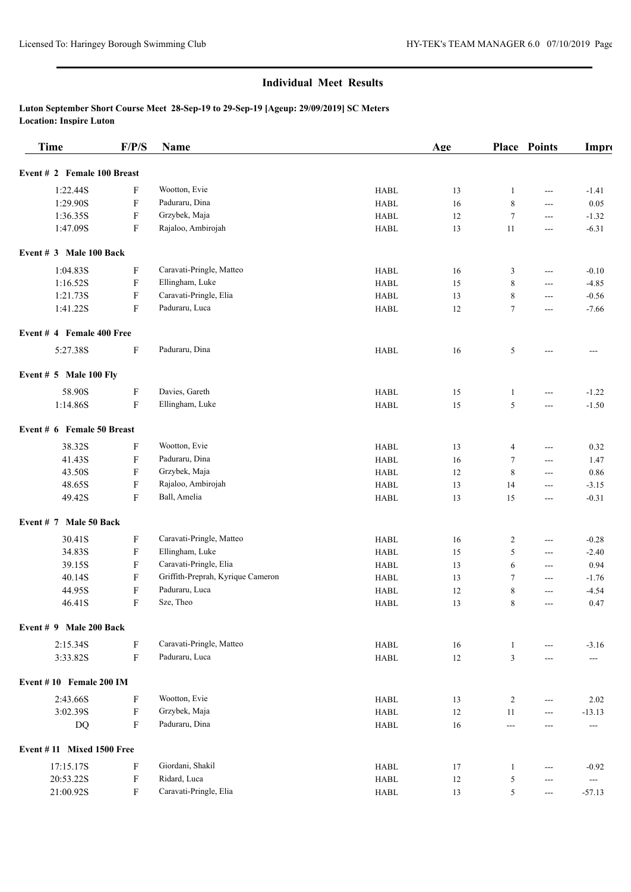## Individual Meet Results

**Luton September Short Course Meet 28-Sep-19 to 29-Sep-19 [Ageup: 29/09/2019] SC Meters**
**Location: Inspire Luton**

| Time | F/P/S | Name | | Age | Place | Points | Impr |
|---|---|---|---|---|---|---|---|
| **Event # 2 Female 100 Breast** | | | | | | | |
| 1:22.44S | F | Wootton, Evie | HABL | 13 | 1 | --- | -1.41 |
| 1:29.90S | F | Paduraru, Dina | HABL | 16 | 8 | --- | 0.05 |
| 1:36.35S | F | Grzybek, Maja | HABL | 12 | 7 | --- | -1.32 |
| 1:47.09S | F | Rajaloo, Ambirojah | HABL | 13 | 11 | --- | -6.31 |
| **Event # 3 Male 100 Back** | | | | | | | |
| 1:04.83S | F | Caravati-Pringle, Matteo | HABL | 16 | 3 | --- | -0.10 |
| 1:16.52S | F | Ellingham, Luke | HABL | 15 | 8 | --- | -4.85 |
| 1:21.73S | F | Caravati-Pringle, Elia | HABL | 13 | 8 | --- | -0.56 |
| 1:41.22S | F | Paduraru, Luca | HABL | 12 | 7 | --- | -7.66 |
| **Event # 4 Female 400 Free** | | | | | | | |
| 5:27.38S | F | Paduraru, Dina | HABL | 16 | 5 | --- | --- |
| **Event # 5 Male 100 Fly** | | | | | | | |
| 58.90S | F | Davies, Gareth | HABL | 15 | 1 | --- | -1.22 |
| 1:14.86S | F | Ellingham, Luke | HABL | 15 | 5 | --- | -1.50 |
| **Event # 6 Female 50 Breast** | | | | | | | |
| 38.32S | F | Wootton, Evie | HABL | 13 | 4 | --- | 0.32 |
| 41.43S | F | Paduraru, Dina | HABL | 16 | 7 | --- | 1.47 |
| 43.50S | F | Grzybek, Maja | HABL | 12 | 8 | --- | 0.86 |
| 48.65S | F | Rajaloo, Ambirojah | HABL | 13 | 14 | --- | -3.15 |
| 49.42S | F | Ball, Amelia | HABL | 13 | 15 | --- | -0.31 |
| **Event # 7 Male 50 Back** | | | | | | | |
| 30.41S | F | Caravati-Pringle, Matteo | HABL | 16 | 2 | --- | -0.28 |
| 34.83S | F | Ellingham, Luke | HABL | 15 | 5 | --- | -2.40 |
| 39.15S | F | Caravati-Pringle, Elia | HABL | 13 | 6 | --- | 0.94 |
| 40.14S | F | Griffith-Preprah, Kyrique Cameron | HABL | 13 | 7 | --- | -1.76 |
| 44.95S | F | Paduraru, Luca | HABL | 12 | 8 | --- | -4.54 |
| 46.41S | F | Sze, Theo | HABL | 13 | 8 | --- | 0.47 |
| **Event # 9 Male 200 Back** | | | | | | | |
| 2:15.34S | F | Caravati-Pringle, Matteo | HABL | 16 | 1 | --- | -3.16 |
| 3:33.82S | F | Paduraru, Luca | HABL | 12 | 3 | --- | --- |
| **Event # 10 Female 200 IM** | | | | | | | |
| 2:43.66S | F | Wootton, Evie | HABL | 13 | 2 | --- | 2.02 |
| 3:02.39S | F | Grzybek, Maja | HABL | 12 | 11 | --- | -13.13 |
| DQ | F | Paduraru, Dina | HABL | 16 | --- | --- | --- |
| **Event # 11 Mixed 1500 Free** | | | | | | | |
| 17:15.17S | F | Giordani, Shakil | HABL | 17 | 1 | --- | -0.92 |
| 20:53.22S | F | Ridard, Luca | HABL | 12 | 5 | --- | --- |
| 21:00.92S | F | Caravati-Pringle, Elia | HABL | 13 | 5 | --- | -57.13 |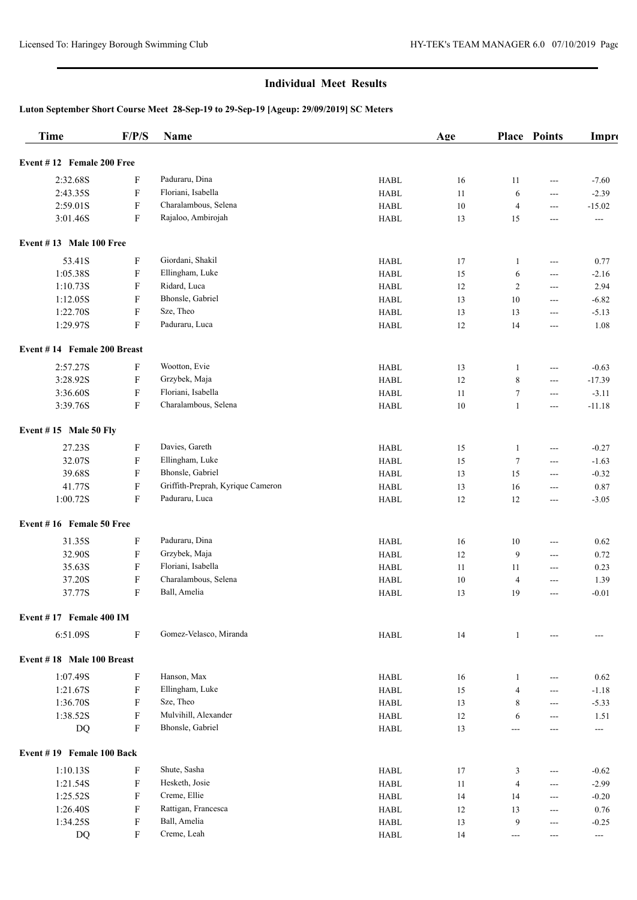## Individual Meet Results

### Luton September Short Course Meet 28-Sep-19 to 29-Sep-19 [Ageup: 29/09/2019] SC Meters

| Time | F/P/S | Name | | Age | Place | Points | Impr |
|---|---|---|---|---|---|---|---|
| **Event # 12 Female 200 Free** | | | | | | | |
| 2:32.68S | F | Paduraru, Dina | HABL | 16 | 11 | --- | -7.60 |
| 2:43.35S | F | Floriani, Isabella | HABL | 11 | 6 | --- | -2.39 |
| 2:59.01S | F | Charalambous, Selena | HABL | 10 | 4 | --- | -15.02 |
| 3:01.46S | F | Rajaloo, Ambirojah | HABL | 13 | 15 | --- | --- |
| **Event # 13 Male 100 Free** | | | | | | | |
| 53.41S | F | Giordani, Shakil | HABL | 17 | 1 | --- | 0.77 |
| 1:05.38S | F | Ellingham, Luke | HABL | 15 | 6 | --- | -2.16 |
| 1:10.73S | F | Ridard, Luca | HABL | 12 | 2 | --- | 2.94 |
| 1:12.05S | F | Bhonsle, Gabriel | HABL | 13 | 10 | --- | -6.82 |
| 1:22.70S | F | Sze, Theo | HABL | 13 | 13 | --- | -5.13 |
| 1:29.97S | F | Paduraru, Luca | HABL | 12 | 14 | --- | 1.08 |
| **Event # 14 Female 200 Breast** | | | | | | | |
| 2:57.27S | F | Wootton, Evie | HABL | 13 | 1 | --- | -0.63 |
| 3:28.92S | F | Grzybek, Maja | HABL | 12 | 8 | --- | -17.39 |
| 3:36.60S | F | Floriani, Isabella | HABL | 11 | 7 | --- | -3.11 |
| 3:39.76S | F | Charalambous, Selena | HABL | 10 | 1 | --- | -11.18 |
| **Event # 15 Male 50 Fly** | | | | | | | |
| 27.23S | F | Davies, Gareth | HABL | 15 | 1 | --- | -0.27 |
| 32.07S | F | Ellingham, Luke | HABL | 15 | 7 | --- | -1.63 |
| 39.68S | F | Bhonsle, Gabriel | HABL | 13 | 15 | --- | -0.32 |
| 41.77S | F | Griffith-Preprah, Kyrique Cameron | HABL | 13 | 16 | --- | 0.87 |
| 1:00.72S | F | Paduraru, Luca | HABL | 12 | 12 | --- | -3.05 |
| **Event # 16 Female 50 Free** | | | | | | | |
| 31.35S | F | Paduraru, Dina | HABL | 16 | 10 | --- | 0.62 |
| 32.90S | F | Grzybek, Maja | HABL | 12 | 9 | --- | 0.72 |
| 35.63S | F | Floriani, Isabella | HABL | 11 | 11 | --- | 0.23 |
| 37.20S | F | Charalambous, Selena | HABL | 10 | 4 | --- | 1.39 |
| 37.77S | F | Ball, Amelia | HABL | 13 | 19 | --- | -0.01 |
| **Event # 17 Female 400 IM** | | | | | | | |
| 6:51.09S | F | Gomez-Velasco, Miranda | HABL | 14 | 1 | --- | --- |
| **Event # 18 Male 100 Breast** | | | | | | | |
| 1:07.49S | F | Hanson, Max | HABL | 16 | 1 | --- | 0.62 |
| 1:21.67S | F | Ellingham, Luke | HABL | 15 | 4 | --- | -1.18 |
| 1:36.70S | F | Sze, Theo | HABL | 13 | 8 | --- | -5.33 |
| 1:38.52S | F | Mulvihill, Alexander | HABL | 12 | 6 | --- | 1.51 |
| DQ | F | Bhonsle, Gabriel | HABL | 13 | --- | --- | --- |
| **Event # 19 Female 100 Back** | | | | | | | |
| 1:10.13S | F | Shute, Sasha | HABL | 17 | 3 | --- | -0.62 |
| 1:21.54S | F | Hesketh, Josie | HABL | 11 | 4 | --- | -2.99 |
| 1:25.52S | F | Creme, Ellie | HABL | 14 | 14 | --- | -0.20 |
| 1:26.40S | F | Rattigan, Francesca | HABL | 12 | 13 | --- | 0.76 |
| 1:34.25S | F | Ball, Amelia | HABL | 13 | 9 | --- | -0.25 |
| DQ | F | Creme, Leah | HABL | 14 | --- | --- | --- |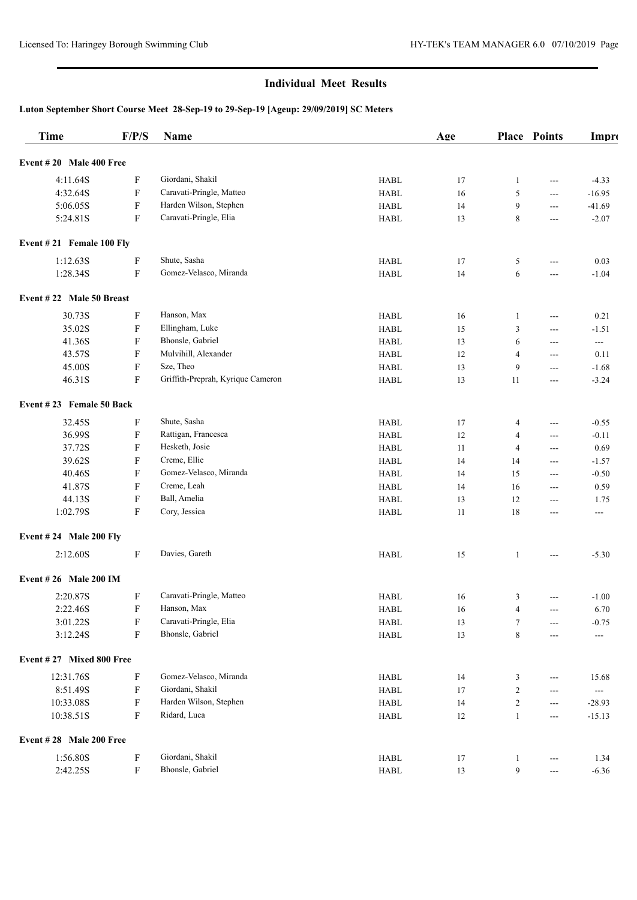## Individual Meet Results

### Luton September Short Course Meet 28-Sep-19 to 29-Sep-19 [Ageup: 29/09/2019] SC Meters

| Time | F/P/S | Name | | Age | Place | Points | Impro |
|---|---|---|---|---|---|---|---|
| **Event # 20 Male 400 Free** | | | | | | | |
| 4:11.64S | F | Giordani, Shakil | HABL | 17 | 1 | --- | -4.33 |
| 4:32.64S | F | Caravati-Pringle, Matteo | HABL | 16 | 5 | --- | -16.95 |
| 5:06.05S | F | Harden Wilson, Stephen | HABL | 14 | 9 | --- | -41.69 |
| 5:24.81S | F | Caravati-Pringle, Elia | HABL | 13 | 8 | --- | -2.07 |
| **Event # 21 Female 100 Fly** | | | | | | | |
| 1:12.63S | F | Shute, Sasha | HABL | 17 | 5 | --- | 0.03 |
| 1:28.34S | F | Gomez-Velasco, Miranda | HABL | 14 | 6 | --- | -1.04 |
| **Event # 22 Male 50 Breast** | | | | | | | |
| 30.73S | F | Hanson, Max | HABL | 16 | 1 | --- | 0.21 |
| 35.02S | F | Ellingham, Luke | HABL | 15 | 3 | --- | -1.51 |
| 41.36S | F | Bhonsle, Gabriel | HABL | 13 | 6 | --- | --- |
| 43.57S | F | Mulvihill, Alexander | HABL | 12 | 4 | --- | 0.11 |
| 45.00S | F | Sze, Theo | HABL | 13 | 9 | --- | -1.68 |
| 46.31S | F | Griffith-Preprah, Kyrique Cameron | HABL | 13 | 11 | --- | -3.24 |
| **Event # 23 Female 50 Back** | | | | | | | |
| 32.45S | F | Shute, Sasha | HABL | 17 | 4 | --- | -0.55 |
| 36.99S | F | Rattigan, Francesca | HABL | 12 | 4 | --- | -0.11 |
| 37.72S | F | Hesketh, Josie | HABL | 11 | 4 | --- | 0.69 |
| 39.62S | F | Creme, Ellie | HABL | 14 | 14 | --- | -1.57 |
| 40.46S | F | Gomez-Velasco, Miranda | HABL | 14 | 15 | --- | -0.50 |
| 41.87S | F | Creme, Leah | HABL | 14 | 16 | --- | 0.59 |
| 44.13S | F | Ball, Amelia | HABL | 13 | 12 | --- | 1.75 |
| 1:02.79S | F | Cory, Jessica | HABL | 11 | 18 | --- | --- |
| **Event # 24 Male 200 Fly** | | | | | | | |
| 2:12.60S | F | Davies, Gareth | HABL | 15 | 1 | --- | -5.30 |
| **Event # 26 Male 200 IM** | | | | | | | |
| 2:20.87S | F | Caravati-Pringle, Matteo | HABL | 16 | 3 | --- | -1.00 |
| 2:22.46S | F | Hanson, Max | HABL | 16 | 4 | --- | 6.70 |
| 3:01.22S | F | Caravati-Pringle, Elia | HABL | 13 | 7 | --- | -0.75 |
| 3:12.24S | F | Bhonsle, Gabriel | HABL | 13 | 8 | --- | --- |
| **Event # 27 Mixed 800 Free** | | | | | | | |
| 12:31.76S | F | Gomez-Velasco, Miranda | HABL | 14 | 3 | --- | 15.68 |
| 8:51.49S | F | Giordani, Shakil | HABL | 17 | 2 | --- | --- |
| 10:33.08S | F | Harden Wilson, Stephen | HABL | 14 | 2 | --- | -28.93 |
| 10:38.51S | F | Ridard, Luca | HABL | 12 | 1 | --- | -15.13 |
| **Event # 28 Male 200 Free** | | | | | | | |
| 1:56.80S | F | Giordani, Shakil | HABL | 17 | 1 | --- | 1.34 |
| 2:42.25S | F | Bhonsle, Gabriel | HABL | 13 | 9 | --- | -6.36 |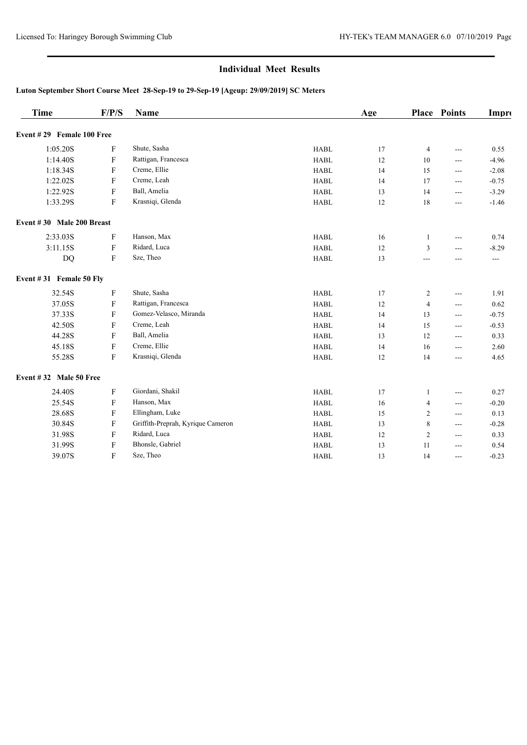## Individual Meet Results

### Luton September Short Course Meet 28-Sep-19 to 29-Sep-19 [Ageup: 29/09/2019] SC Meters

| Time | F/P/S | Name | | Age | Place | Points | Impro |
|---|---|---|---|---|---|---|---|
| **Event # 29 Female 100 Free** | | | | | | | |
| 1:05.20S | F | Shute, Sasha | HABL | 17 | 4 | --- | 0.55 |
| 1:14.40S | F | Rattigan, Francesca | HABL | 12 | 10 | --- | -4.96 |
| 1:18.34S | F | Creme, Ellie | HABL | 14 | 15 | --- | -2.08 |
| 1:22.02S | F | Creme, Leah | HABL | 14 | 17 | --- | -0.75 |
| 1:22.92S | F | Ball, Amelia | HABL | 13 | 14 | --- | -3.29 |
| 1:33.29S | F | Krasniqi, Glenda | HABL | 12 | 18 | --- | -1.46 |
| **Event # 30 Male 200 Breast** | | | | | | | |
| 2:33.03S | F | Hanson, Max | HABL | 16 | 1 | --- | 0.74 |
| 3:11.15S | F | Ridard, Luca | HABL | 12 | 3 | --- | -8.29 |
| DQ | F | Sze, Theo | HABL | 13 | --- | --- | --- |
| **Event # 31 Female 50 Fly** | | | | | | | |
| 32.54S | F | Shute, Sasha | HABL | 17 | 2 | --- | 1.91 |
| 37.05S | F | Rattigan, Francesca | HABL | 12 | 4 | --- | 0.62 |
| 37.33S | F | Gomez-Velasco, Miranda | HABL | 14 | 13 | --- | -0.75 |
| 42.50S | F | Creme, Leah | HABL | 14 | 15 | --- | -0.53 |
| 44.28S | F | Ball, Amelia | HABL | 13 | 12 | --- | 0.33 |
| 45.18S | F | Creme, Ellie | HABL | 14 | 16 | --- | 2.60 |
| 55.28S | F | Krasniqi, Glenda | HABL | 12 | 14 | --- | 4.65 |
| **Event # 32 Male 50 Free** | | | | | | | |
| 24.40S | F | Giordani, Shakil | HABL | 17 | 1 | --- | 0.27 |
| 25.54S | F | Hanson, Max | HABL | 16 | 4 | --- | -0.20 |
| 28.68S | F | Ellingham, Luke | HABL | 15 | 2 | --- | 0.13 |
| 30.84S | F | Griffith-Preprah, Kyrique Cameron | HABL | 13 | 8 | --- | -0.28 |
| 31.98S | F | Ridard, Luca | HABL | 12 | 2 | --- | 0.33 |
| 31.99S | F | Bhonsle, Gabriel | HABL | 13 | 11 | --- | 0.54 |
| 39.07S | F | Sze, Theo | HABL | 13 | 14 | --- | -0.23 |